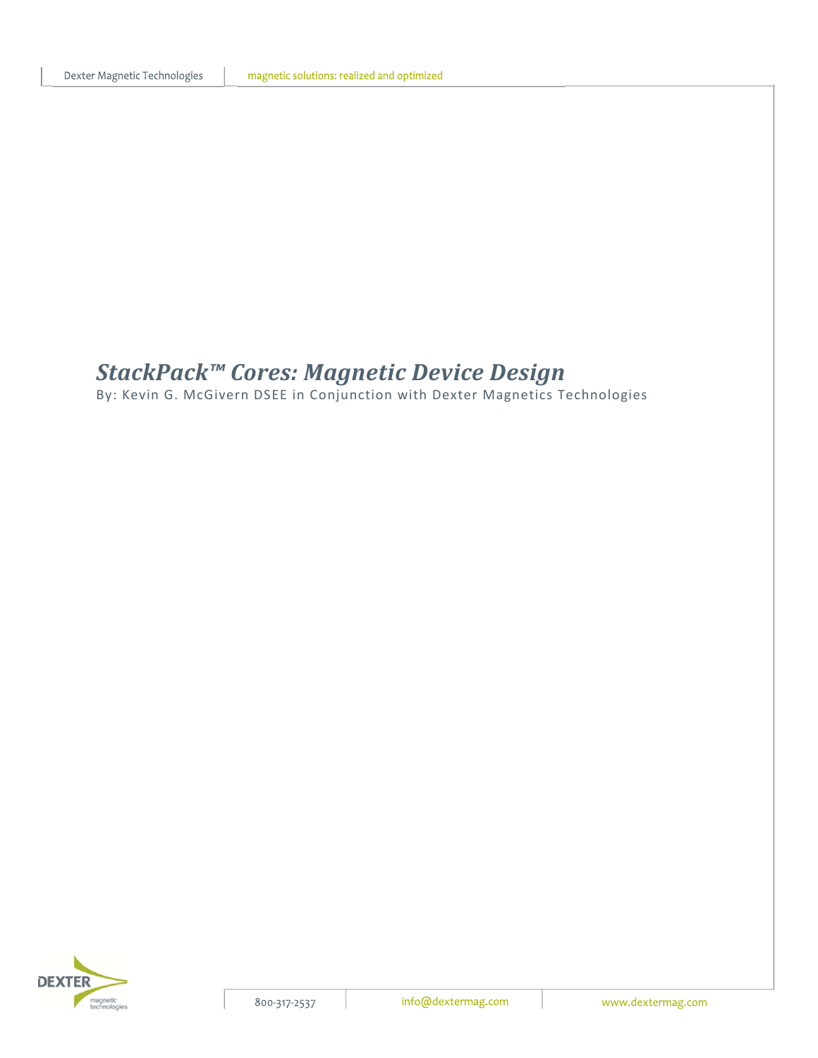# *StackPack™ Cores: Magnetic Device Design*

By: Kevin G. McGivern DSEE in Conjunction with Dexter Magnetics Technologies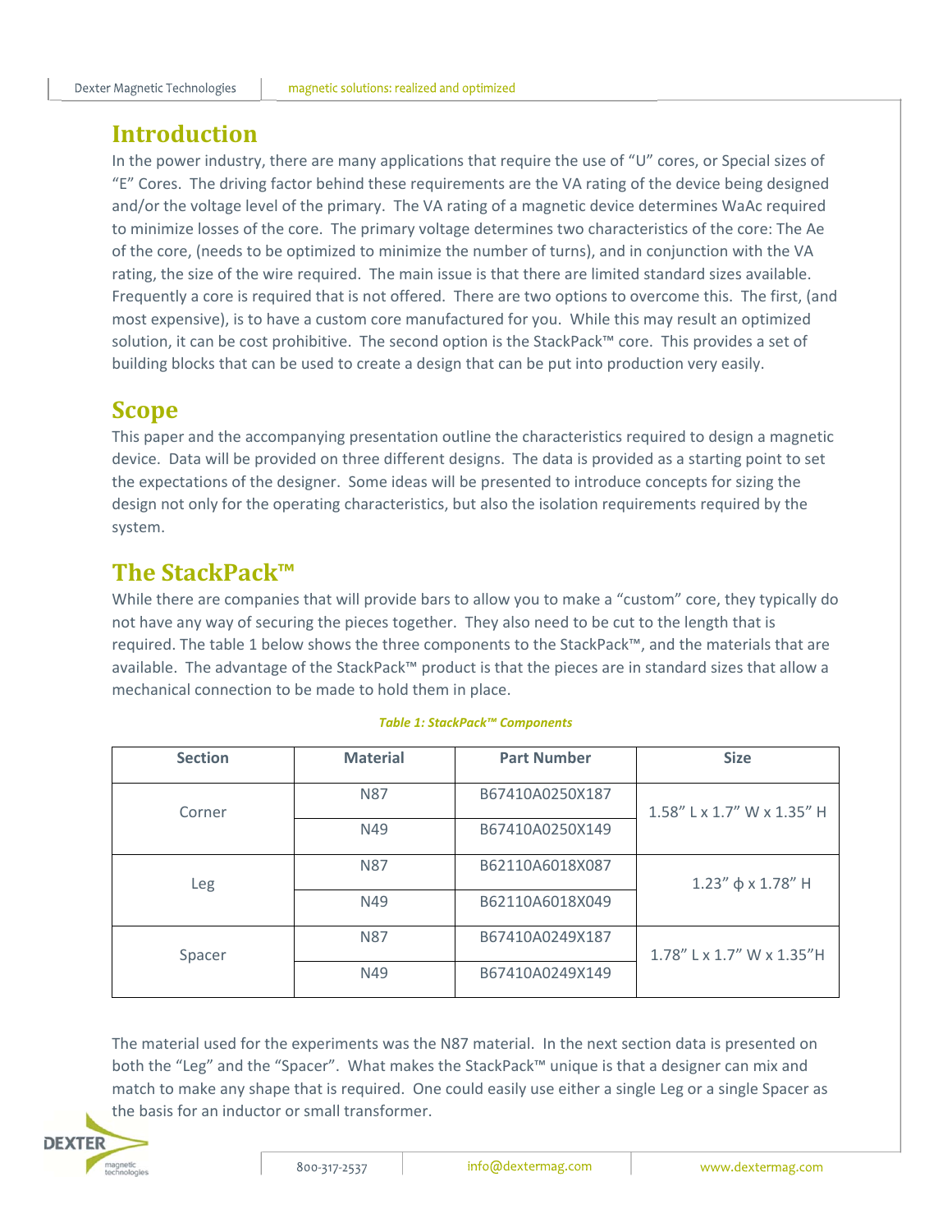## Introduction

In the power industry, there are many applications that require the use of "U" cores, or Special sizes of "E" Cores. The driving factor behind these requirements are the VA rating of the device being designed and/or the voltage level of the primary. The VA rating of a magnetic device determines WaAc required to minimize losses of the core. The primary voltage determines two characteristics of the core: The Ae of the core, (needs to be optimized to minimize the number of turns), and in conjunction with the VA rating, the size of the wire required. The main issue is that there are limited standard sizes available. Frequently a core is required that is not offered. There are two options to overcome this. The first, (and most expensive), is to have a custom core manufactured for you. While this may result an optimized solution, it can be cost prohibitive. The second option is the StackPack™ core. This provides a set of building blocks that can be used to create a design that can be put into production very easily.

## Scope

This paper and the accompanying presentation outline the characteristics required to design a magnetic device. Data will be provided on three different designs. The data is provided as a starting point to set the expectations of the designer. Some ideas will be presented to introduce concepts for sizing the design not only for the operating characteristics, but also the isolation requirements required by the system.

## The StackPack™

While there are companies that will provide bars to allow you to make a "custom" core, they typically do not have any way of securing the pieces together. They also need to be cut to the length that is required. The table 1 below shows the three components to the StackPack™, and the materials that are available. The advantage of the StackPack™ product is that the pieces are in standard sizes that allow a mechanical connection to be made to hold them in place.

*Table 1: StackPack™ Components*

| Section | Material | Part Number | Size |
|---|---|---|---|
| Corner | N87 | B67410A0250X187 | 1.58" L x 1.7" W x 1.35" H |
| | N49 | B67410A0250X149 | |
| Leg | N87 | B62110A6018X087 | 1.23" ϕ x 1.78" H |
| | N49 | B62110A6018X049 | |
| Spacer | N87 | B67410A0249X187 | 1.78" L x 1.7" W x 1.35"H |
| | N49 | B67410A0249X149 | |

The material used for the experiments was the N87 material. In the next section data is presented on both the "Leg" and the "Spacer". What makes the StackPack™ unique is that a designer can mix and match to make any shape that is required. One could easily use either a single Leg or a single Spacer as the basis for an inductor or small transformer.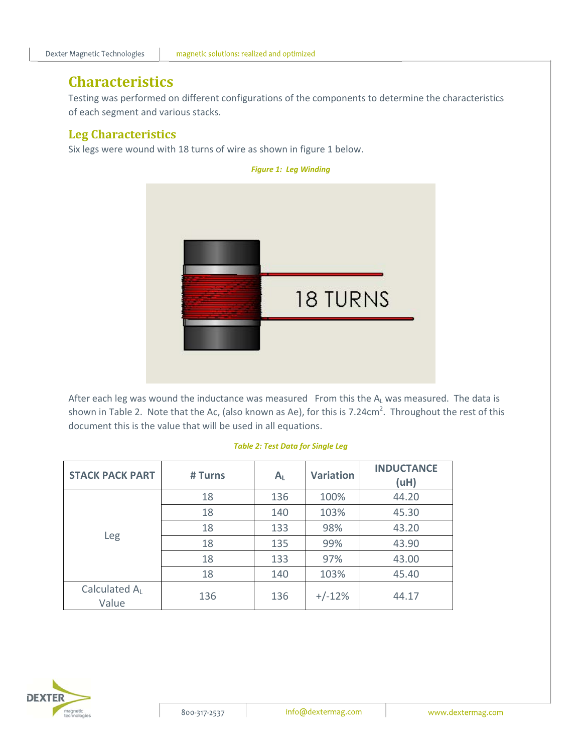# Characteristics

Testing was performed on different configurations of the components to determine the characteristics of each segment and various stacks.

## Leg Characteristics

Six legs were wound with 18 turns of wire as shown in figure 1 below.

*Figure 1: Leg Winding*

After each leg was wound the inductance was measured From this the $A_L$ was measured. The data is shown in Table 2. Note that the Ac, (also known as Ae), for this is 7.24cm$^2$. Throughout the rest of this document this is the value that will be used in all equations.

*Table 2: Test Data for Single Leg*

| STACK PACK PART | # Turns | $A_L$ | Variation | INDUCTANCE (uH) |
|---|---|---|---|---|
| Leg | 18 | 136 | 100% | 44.20 |
| | 18 | 140 | 103% | 45.30 |
| | 18 | 133 | 98% | 43.20 |
| | 18 | 135 | 99% | 43.90 |
| | 18 | 133 | 97% | 43.00 |
| | 18 | 140 | 103% | 45.40 |
| Calculated $A_L$ Value | 136 | 136 | +/-12% | 44.17 |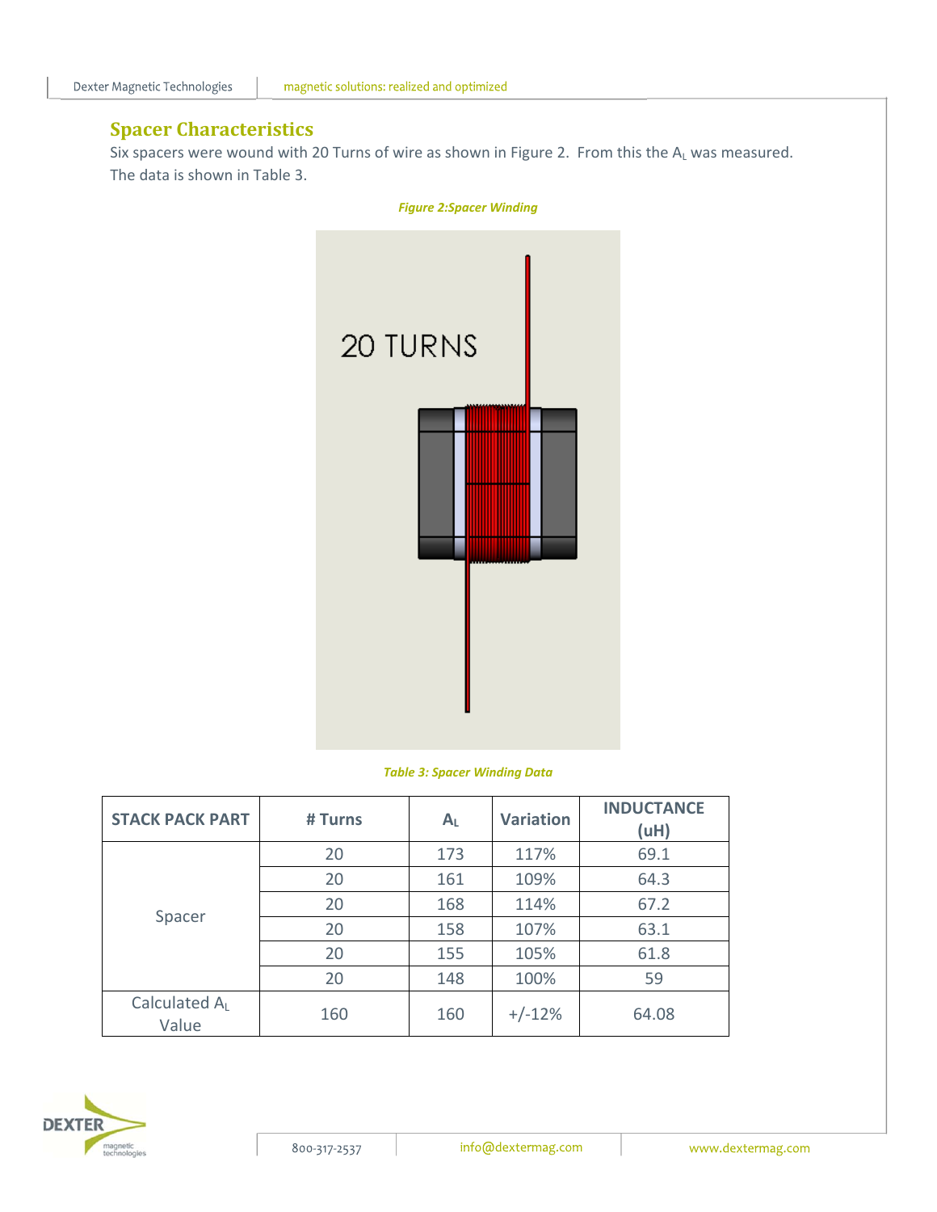## Spacer Characteristics

Six spacers were wound with 20 Turns of wire as shown in Figure 2. From this the $A_L$ was measured. The data is shown in Table 3.

*Figure 2:Spacer Winding*

*Table 3: Spacer Winding Data*

| STACK PACK PART | # Turns | $A_L$ | Variation | INDUCTANCE (uH) |
|---|---|---|---|---|
| Spacer | 20 | 173 | 117% | 69.1 |
| | 20 | 161 | 109% | 64.3 |
| | 20 | 168 | 114% | 67.2 |
| | 20 | 158 | 107% | 63.1 |
| | 20 | 155 | 105% | 61.8 |
| | 20 | 148 | 100% | 59 |
| Calculated $A_L$ Value | 160 | 160 | +/-12% | 64.08 |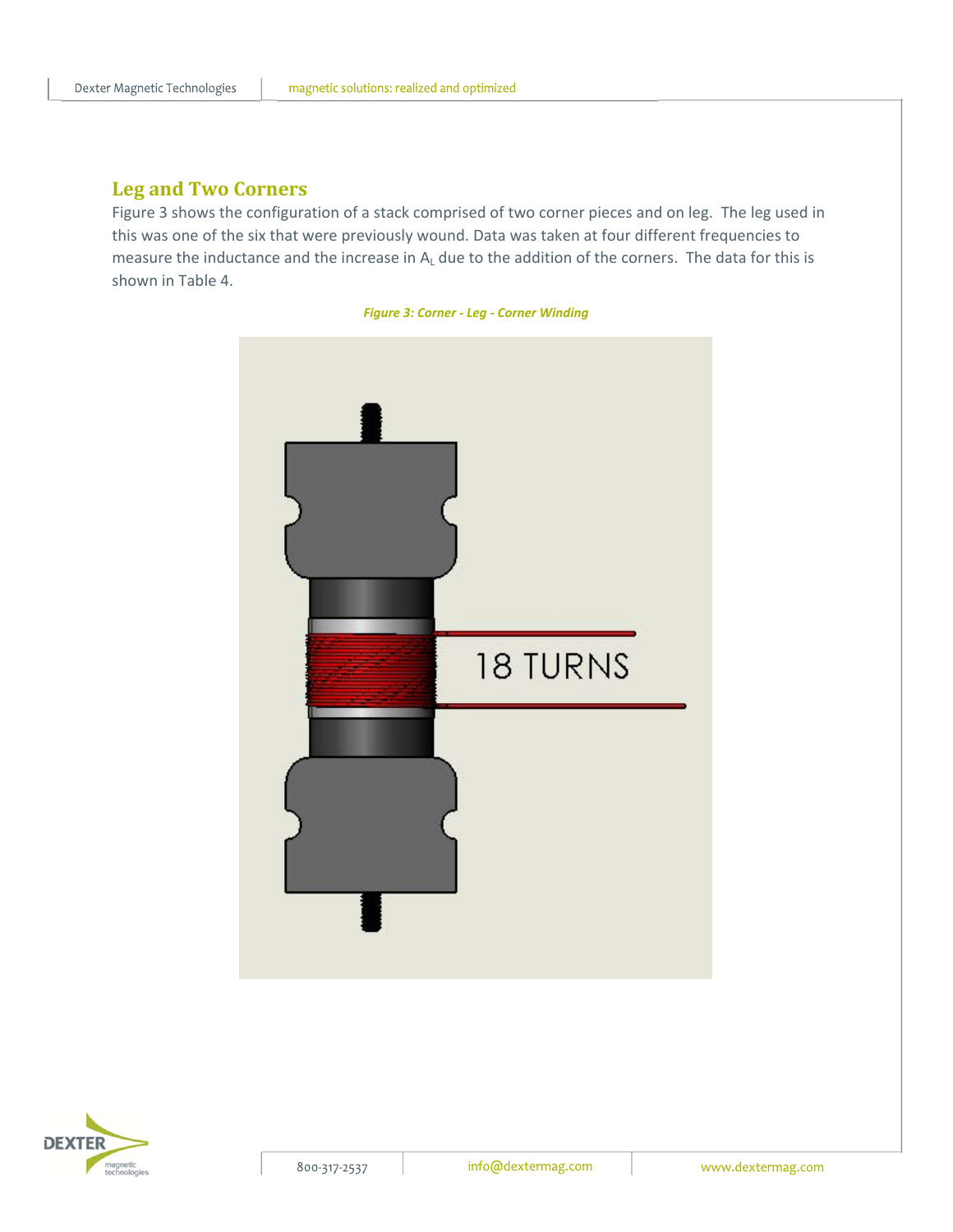## Leg and Two Corners

Figure 3 shows the configuration of a stack comprised of two corner pieces and on leg. The leg used in this was one of the six that were previously wound. Data was taken at four different frequencies to measure the inductance and the increase in $A_L$ due to the addition of the corners. The data for this is shown in Table 4.

*Figure 3: Corner - Leg - Corner Winding*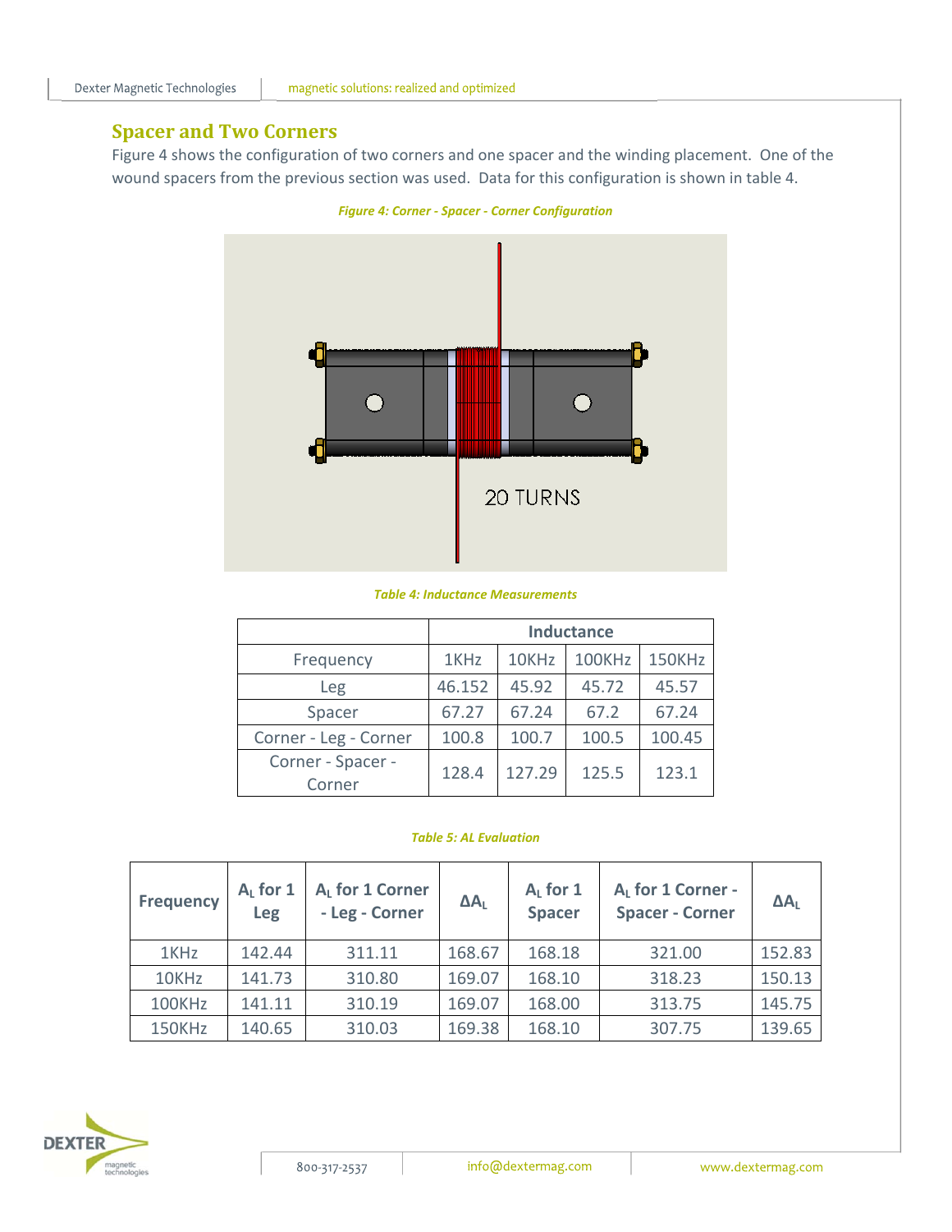## Spacer and Two Corners

Figure 4 shows the configuration of two corners and one spacer and the winding placement. One of the wound spacers from the previous section was used. Data for this configuration is shown in table 4.

*Figure 4: Corner - Spacer - Corner Configuration*

*Table 4: Inductance Measurements*

| | Inductance | | | |
|---|---|---|---|---|
| Frequency | 1KHz | 10KHz | 100KHz | 150KHz |
| Leg | 46.152 | 45.92 | 45.72 | 45.57 |
| Spacer | 67.27 | 67.24 | 67.2 | 67.24 |
| Corner - Leg - Corner | 100.8 | 100.7 | 100.5 | 100.45 |
| Corner - Spacer - Corner | 128.4 | 127.29 | 125.5 | 123.1 |

*Table 5: AL Evaluation*

| Frequency | $A_L$ for 1 Leg | $A_L$ for 1 Corner - Leg - Corner | $\Delta A_L$ | $A_L$ for 1 Spacer | $A_L$ for 1 Corner - Spacer - Corner | $\Delta A_L$ |
|---|---|---|---|---|---|---|
| 1KHz | 142.44 | 311.11 | 168.67 | 168.18 | 321.00 | 152.83 |
| 10KHz | 141.73 | 310.80 | 169.07 | 168.10 | 318.23 | 150.13 |
| 100KHz | 141.11 | 310.19 | 169.07 | 168.00 | 313.75 | 145.75 |
| 150KHz | 140.65 | 310.03 | 169.38 | 168.10 | 307.75 | 139.65 |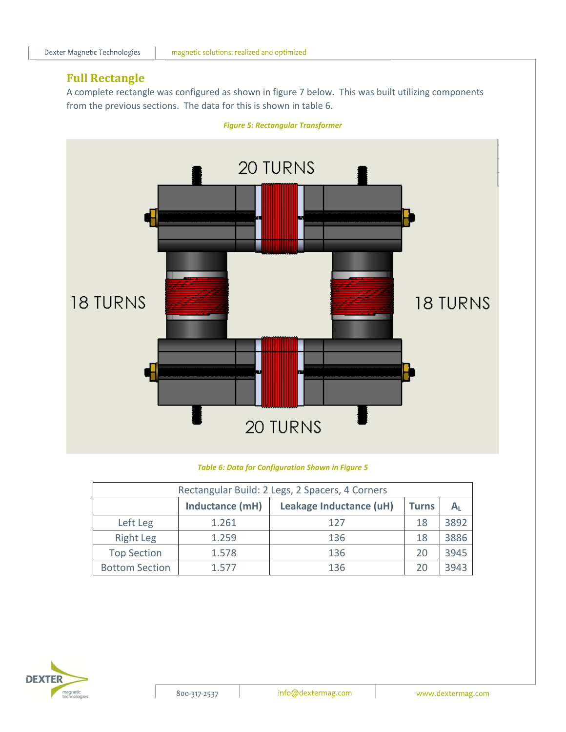## Full Rectangle

A complete rectangle was configured as shown in figure 7 below. This was built utilizing components from the previous sections. The data for this is shown in table 6.

*Figure 5: Rectangular Transformer*

*Table 6: Data for Configuration Shown in Figure 5*

| Rectangular Build: 2 Legs, 2 Spacers, 4 Corners | | | | |
|---|---|---|---|---|
| | **Inductance (mH)** | **Leakage Inductance (uH)** | **Turns** | **$A_L$** |
| Left Leg | 1.261 | 127 | 18 | 3892 |
| Right Leg | 1.259 | 136 | 18 | 3886 |
| Top Section | 1.578 | 136 | 20 | 3945 |
| Bottom Section | 1.577 | 136 | 20 | 3943 |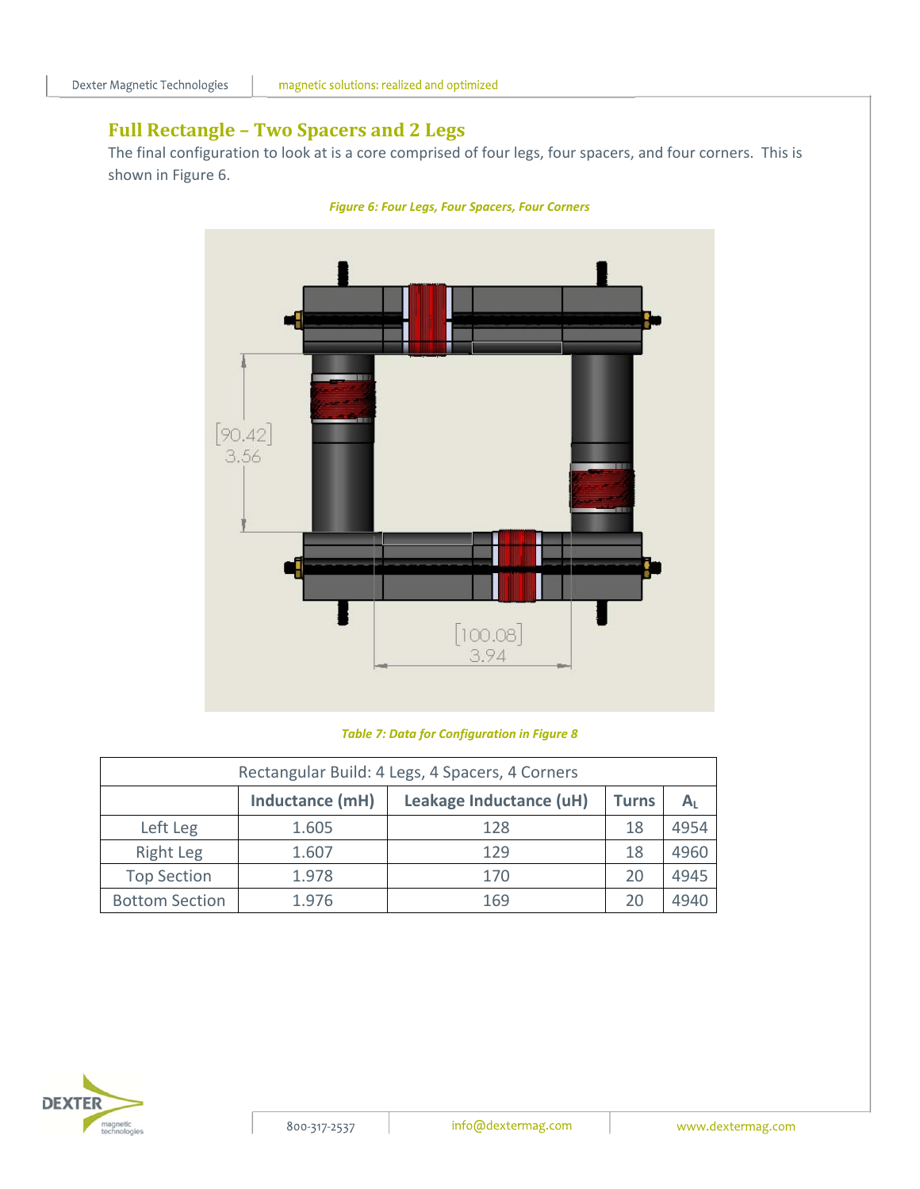## Full Rectangle – Two Spacers and 2 Legs

The final configuration to look at is a core comprised of four legs, four spacers, and four corners. This is shown in Figure 6.

*Figure 6: Four Legs, Four Spacers, Four Corners*

*Table 7: Data for Configuration in Figure 8*

| Rectangular Build: 4 Legs, 4 Spacers, 4 Corners | | | | |
|---|---|---|---|---|
| | **Inductance (mH)** | **Leakage Inductance (uH)** | **Turns** | **$A_L$** |
| Left Leg | 1.605 | 128 | 18 | 4954 |
| Right Leg | 1.607 | 129 | 18 | 4960 |
| Top Section | 1.978 | 170 | 20 | 4945 |
| Bottom Section | 1.976 | 169 | 20 | 4940 |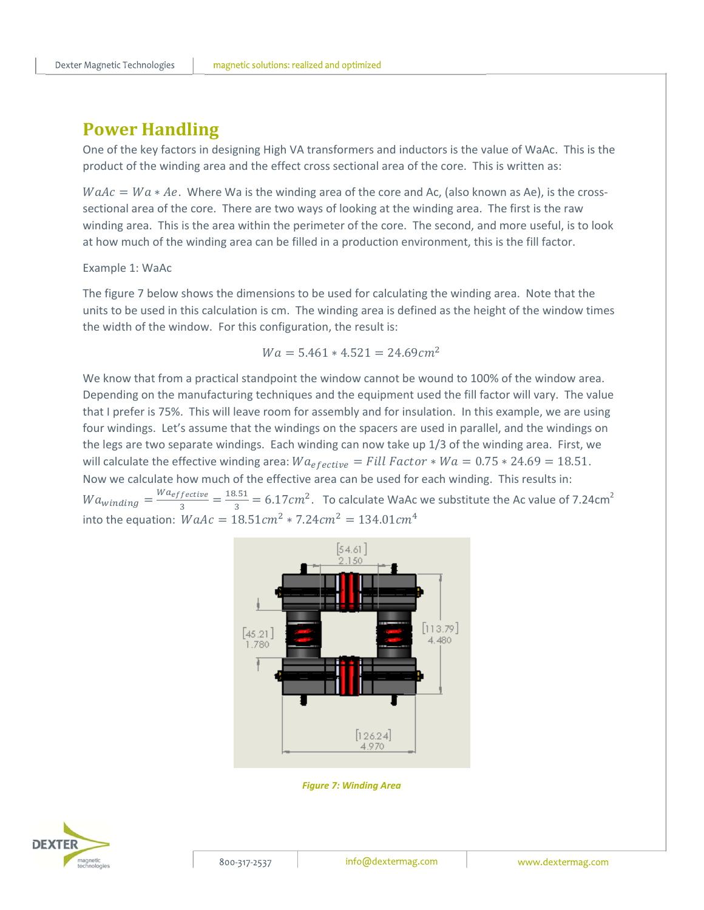## Power Handling

One of the key factors in designing High VA transformers and inductors is the value of WaAc. This is the product of the winding area and the effect cross sectional area of the core. This is written as:

$WaAc = Wa * Ae$. Where Wa is the winding area of the core and Ac, (also known as Ae), is the cross-sectional area of the core. There are two ways of looking at the winding area. The first is the raw winding area. This is the area within the perimeter of the core. The second, and more useful, is to look at how much of the winding area can be filled in a production environment, this is the fill factor.

Example 1: WaAc

The figure 7 below shows the dimensions to be used for calculating the winding area. Note that the units to be used in this calculation is cm. The winding area is defined as the height of the window times the width of the window. For this configuration, the result is:

$$Wa = 5.461 * 4.521 = 24.69cm^2$$

We know that from a practical standpoint the window cannot be wound to 100% of the window area. Depending on the manufacturing techniques and the equipment used the fill factor will vary. The value that I prefer is 75%. This will leave room for assembly and for insulation. In this example, we are using four windings. Let's assume that the windings on the spacers are used in parallel, and the windings on the legs are two separate windings. Each winding can now take up 1/3 of the winding area. First, we will calculate the effective winding area: $Wa_{efective} = Fill\ Factor * Wa = 0.75 * 24.69 = 18.51$. Now we calculate how much of the effective area can be used for each winding. This results in: $Wa_{winding} = \frac{Wa_{effective}}{3} = \frac{18.51}{3} = 6.17cm^2$. To calculate WaAc we substitute the Ac value of 7.24cm$^2$ into the equation: $WaAc = 18.51cm^2 * 7.24cm^2 = 134.01cm^4$

*Figure 7: Winding Area*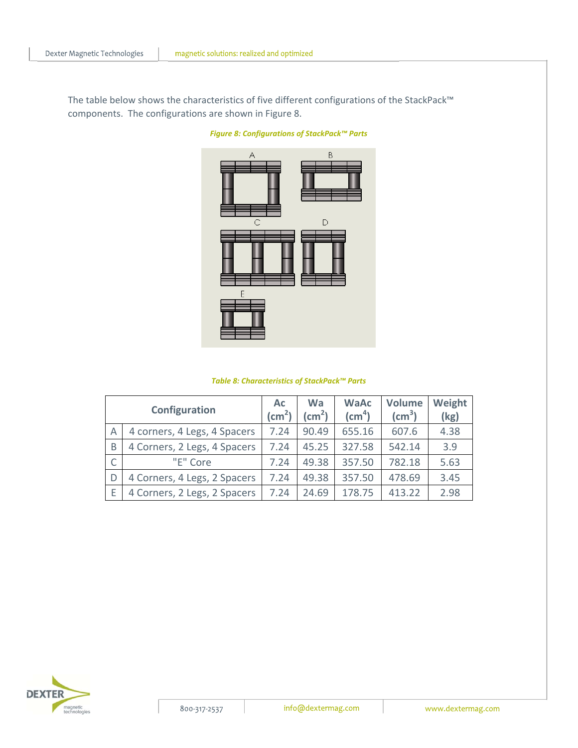The table below shows the characteristics of five different configurations of the StackPack™ components. The configurations are shown in Figure 8.

*Figure 8: Configurations of StackPack™ Parts*

*Table 8: Characteristics of StackPack™ Parts*

| Configuration | | Ac ($cm^2$) | Wa ($cm^2$) | WaAc ($cm^4$) | Volume ($cm^3$) | Weight (kg) |
|---|---|---|---|---|---|---|
| A | 4 corners, 4 Legs, 4 Spacers | 7.24 | 90.49 | 655.16 | 607.6 | 4.38 |
| B | 4 Corners, 2 Legs, 4 Spacers | 7.24 | 45.25 | 327.58 | 542.14 | 3.9 |
| C | "E" Core | 7.24 | 49.38 | 357.50 | 782.18 | 5.63 |
| D | 4 Corners, 4 Legs, 2 Spacers | 7.24 | 49.38 | 357.50 | 478.69 | 3.45 |
| E | 4 Corners, 2 Legs, 2 Spacers | 7.24 | 24.69 | 178.75 | 413.22 | 2.98 |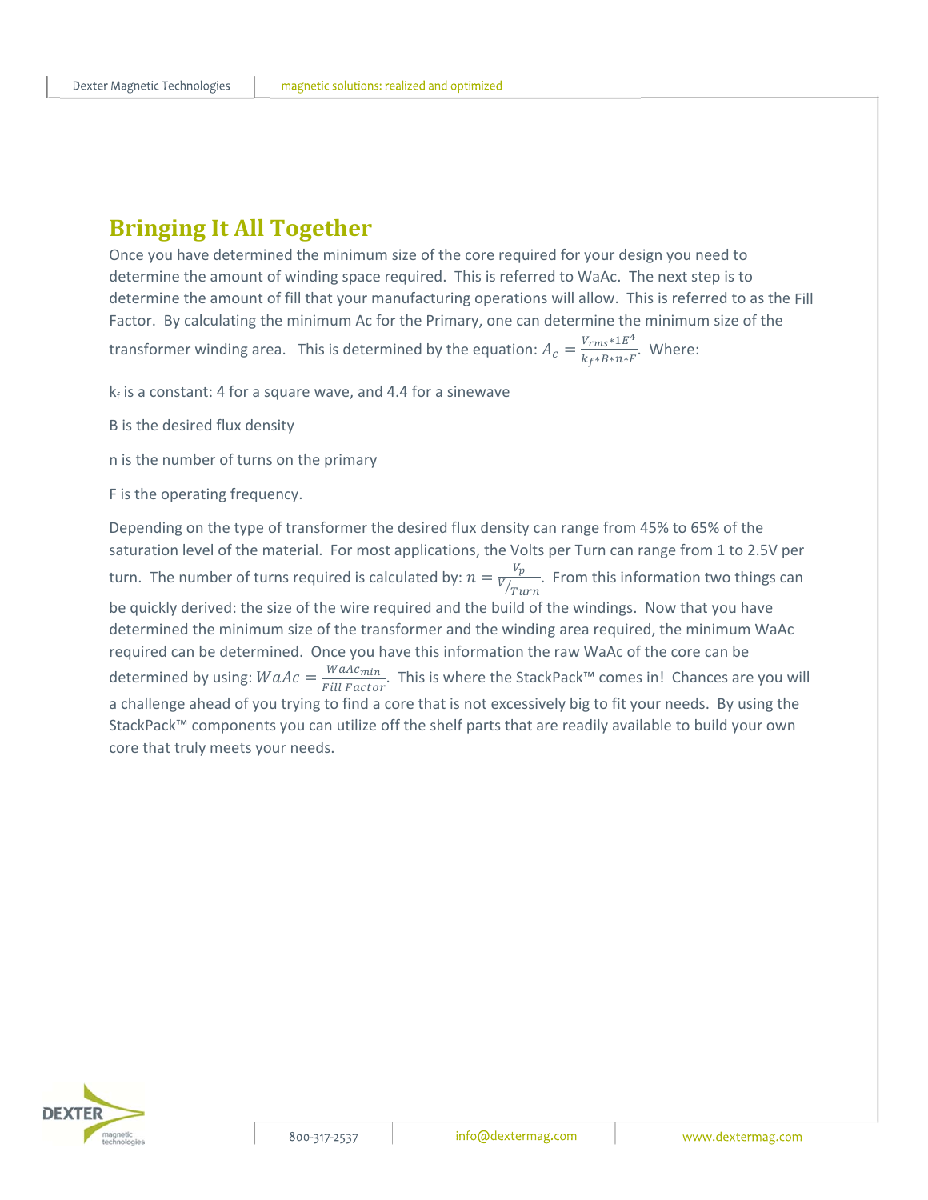## Bringing It All Together

Once you have determined the minimum size of the core required for your design you need to determine the amount of winding space required. This is referred to WaAc. The next step is to determine the amount of fill that your manufacturing operations will allow. This is referred to as the Fill Factor. By calculating the minimum Ac for the Primary, one can determine the minimum size of the transformer winding area. This is determined by the equation: $A_c = \frac{V_{rms}*1E^4}{k_f*B*n*F}$. Where:

$k_f$ is a constant: 4 for a square wave, and 4.4 for a sinewave

B is the desired flux density

n is the number of turns on the primary

F is the operating frequency.

Depending on the type of transformer the desired flux density can range from 45% to 65% of the saturation level of the material. For most applications, the Volts per Turn can range from 1 to 2.5V per turn. The number of turns required is calculated by: $n = \frac{V_p}{V/_{Turn}}$. From this information two things can be quickly derived: the size of the wire required and the build of the windings. Now that you have determined the minimum size of the transformer and the winding area required, the minimum WaAc required can be determined. Once you have this information the raw WaAc of the core can be determined by using: $WaAc = \frac{WaAc_{min}}{Fill\ Factor}$. This is where the StackPack™ comes in! Chances are you will a challenge ahead of you trying to find a core that is not excessively big to fit your needs. By using the StackPack™ components you can utilize off the shelf parts that are readily available to build your own core that truly meets your needs.